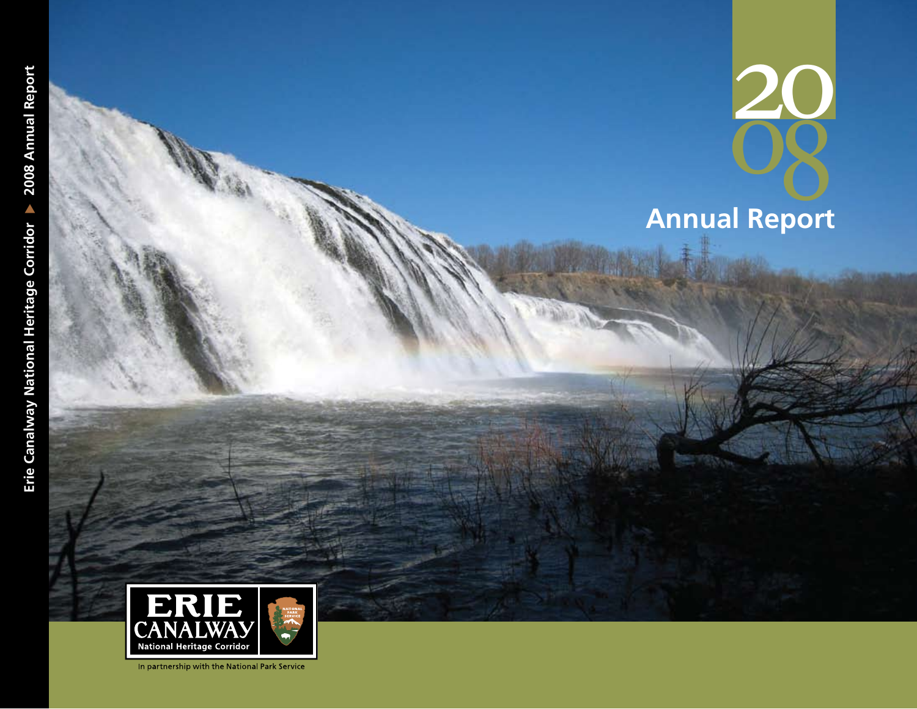# 2008 Annual Report

Erie Canalway National Heritage Corridor ▸ 2008 Annual Report

ERIE CANALWAY National Heritage Corridor

NATIONAL PARK SERVICE

In partnership with the National Park Service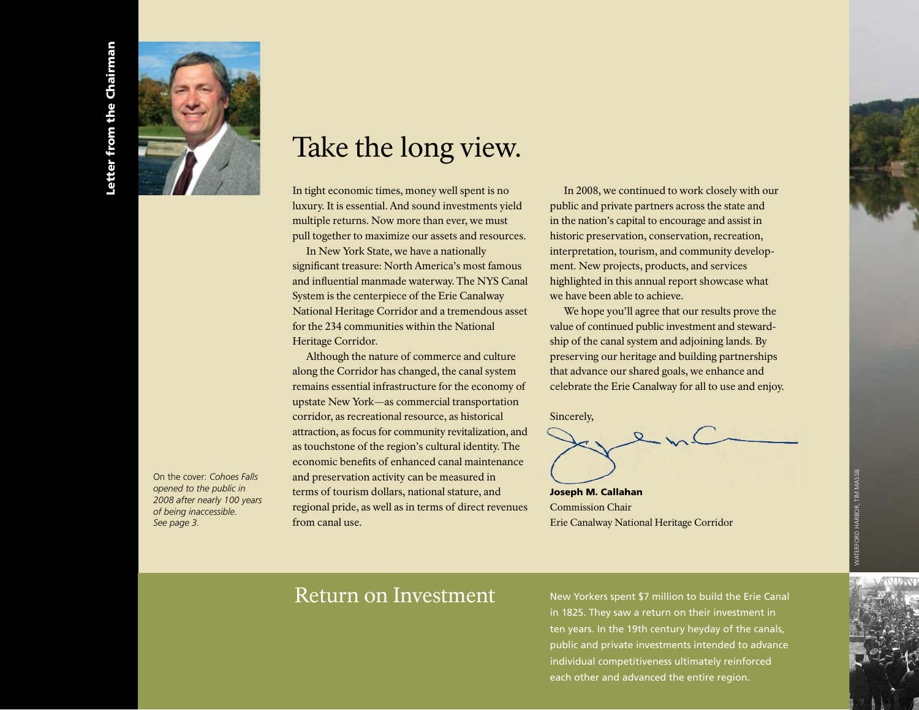Letter from the Chairman

# Take the long view.

In tight economic times, money well spent is no luxury. It is essential. And sound investments yield multiple returns. Now more than ever, we must pull together to maximize our assets and resources.

In New York State, we have a nationally significant treasure: North America's most famous and influential manmade waterway. The NYS Canal System is the centerpiece of the Erie Canalway National Heritage Corridor and a tremendous asset for the 234 communities within the National Heritage Corridor.

Although the nature of commerce and culture along the Corridor has changed, the canal system remains essential infrastructure for the economy of upstate New York—as commercial transportation corridor, as recreational resource, as historical attraction, as focus for community revitalization, and as touchstone of the region's cultural identity. The economic benefits of enhanced canal maintenance and preservation activity can be measured in terms of tourism dollars, national stature, and regional pride, as well as in terms of direct revenues from canal use.

In 2008, we continued to work closely with our public and private partners across the state and in the nation's capital to encourage and assist in historic preservation, conservation, recreation, interpretation, tourism, and community development. New projects, products, and services highlighted in this annual report showcase what we have been able to achieve.

We hope you'll agree that our results prove the value of continued public investment and stewardship of the canal system and adjoining lands. By preserving our heritage and building partnerships that advance our shared goals, we enhance and celebrate the Erie Canalway for all to use and enjoy.

Sincerely,

**Joseph M. Callahan**
Commission Chair
Erie Canalway National Heritage Corridor

On the cover: *Cohoes Falls opened to the public in 2008 after nearly 100 years of being inaccessible. See page 3.*

WATERFORD HARBOR, TIM MASSIE

## Return on Investment

New Yorkers spent $7 million to build the Erie Canal in 1825. They saw a return on their investment in ten years. In the 19th century heyday of the canals, public and private investments intended to advance individual competitiveness ultimately reinforced each other and advanced the entire region.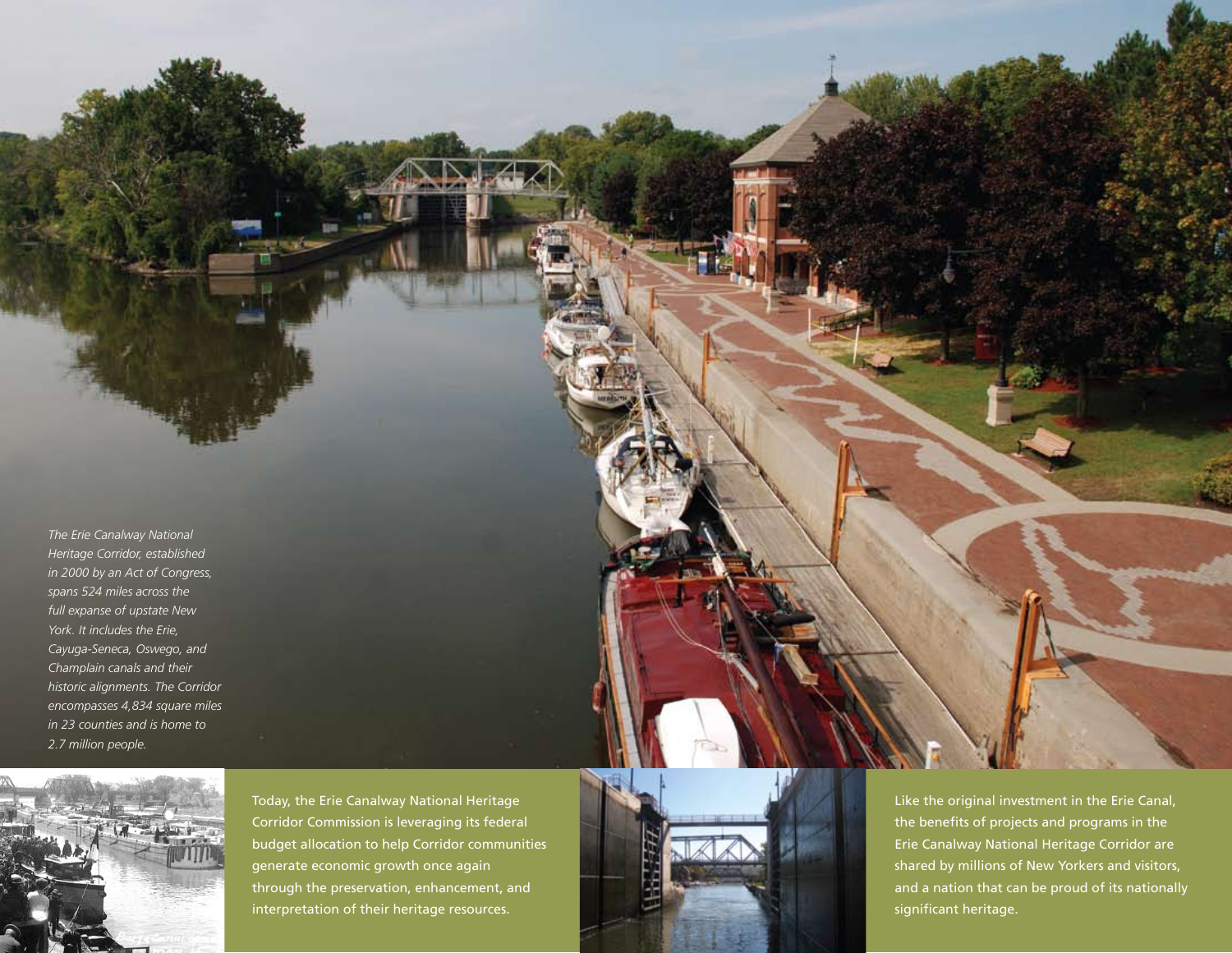*The Erie Canalway National Heritage Corridor, established in 2000 by an Act of Congress, spans 524 miles across the full expanse of upstate New York. It includes the Erie, Cayuga-Seneca, Oswego, and Champlain canals and their historic alignments. The Corridor encompasses 4,834 square miles in 23 counties and is home to 2.7 million people.*

Today, the Erie Canalway National Heritage Corridor Commission is leveraging its federal budget allocation to help Corridor communities generate economic growth once again through the preservation, enhancement, and interpretation of their heritage resources.

Like the original investment in the Erie Canal, the benefits of projects and programs in the Erie Canalway National Heritage Corridor are shared by millions of New Yorkers and visitors, and a nation that can be proud of its nationally significant heritage.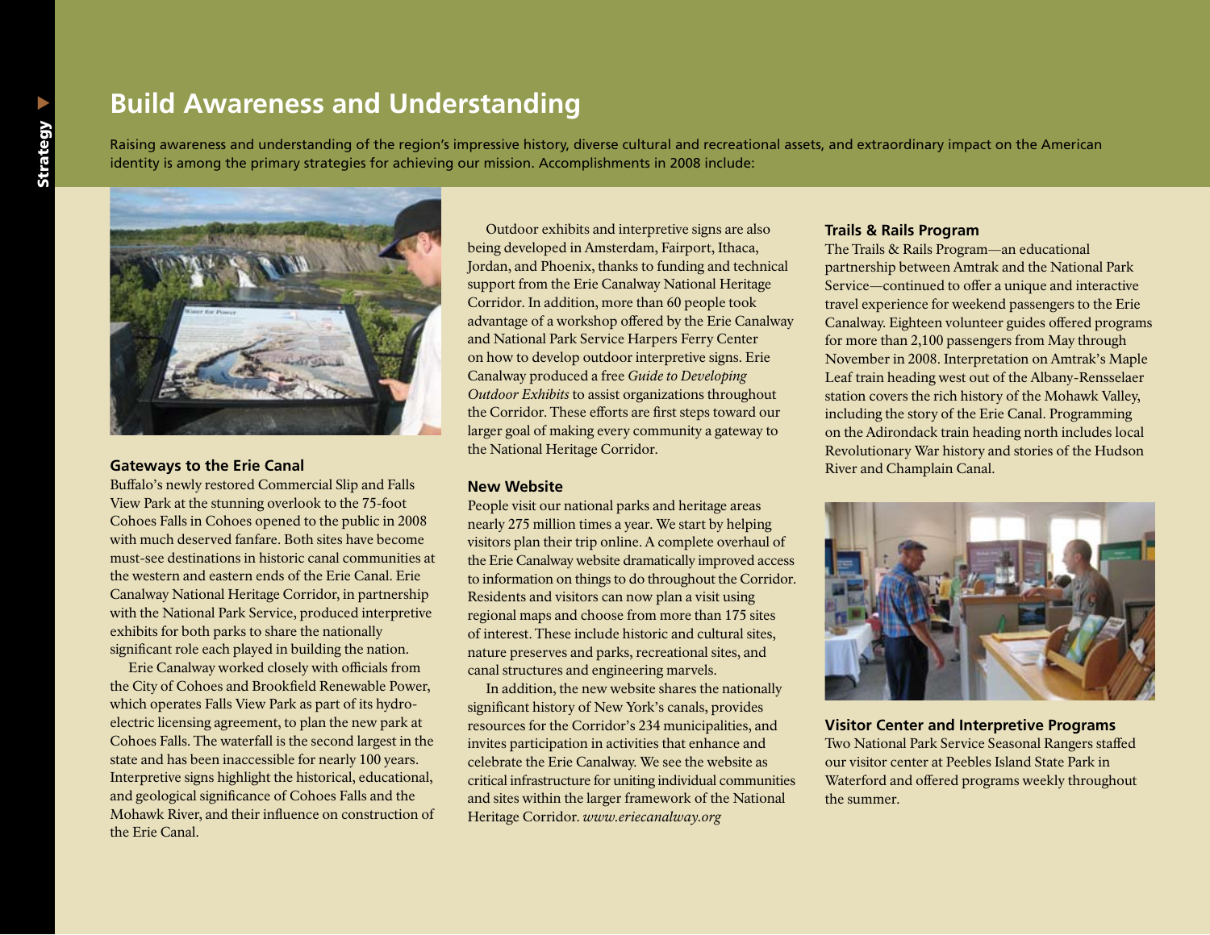# Build Awareness and Understanding

Raising awareness and understanding of the region's impressive history, diverse cultural and recreational assets, and extraordinary impact on the American identity is among the primary strategies for achieving our mission. Accomplishments in 2008 include:

### Gateways to the Erie Canal

Buffalo's newly restored Commercial Slip and Falls View Park at the stunning overlook to the 75-foot Cohoes Falls in Cohoes opened to the public in 2008 with much deserved fanfare. Both sites have become must-see destinations in historic canal communities at the western and eastern ends of the Erie Canal. Erie Canalway National Heritage Corridor, in partnership with the National Park Service, produced interpretive exhibits for both parks to share the nationally significant role each played in building the nation.

Erie Canalway worked closely with officials from the City of Cohoes and Brookfield Renewable Power, which operates Falls View Park as part of its hydro-electric licensing agreement, to plan the new park at Cohoes Falls. The waterfall is the second largest in the state and has been inaccessible for nearly 100 years. Interpretive signs highlight the historical, educational, and geological significance of Cohoes Falls and the Mohawk River, and their influence on construction of the Erie Canal.

Outdoor exhibits and interpretive signs are also being developed in Amsterdam, Fairport, Ithaca, Jordan, and Phoenix, thanks to funding and technical support from the Erie Canalway National Heritage Corridor. In addition, more than 60 people took advantage of a workshop offered by the Erie Canalway and National Park Service Harpers Ferry Center on how to develop outdoor interpretive signs. Erie Canalway produced a free *Guide to Developing Outdoor Exhibits* to assist organizations throughout the Corridor. These efforts are first steps toward our larger goal of making every community a gateway to the National Heritage Corridor.

### New Website

People visit our national parks and heritage areas nearly 275 million times a year. We start by helping visitors plan their trip online. A complete overhaul of the Erie Canalway website dramatically improved access to information on things to do throughout the Corridor. Residents and visitors can now plan a visit using regional maps and choose from more than 175 sites of interest. These include historic and cultural sites, nature preserves and parks, recreational sites, and canal structures and engineering marvels.

In addition, the new website shares the nationally significant history of New York's canals, provides resources for the Corridor's 234 municipalities, and invites participation in activities that enhance and celebrate the Erie Canalway. We see the website as critical infrastructure for uniting individual communities and sites within the larger framework of the National Heritage Corridor. *www.eriecanalway.org*

### Trails & Rails Program

The Trails & Rails Program—an educational partnership between Amtrak and the National Park Service—continued to offer a unique and interactive travel experience for weekend passengers to the Erie Canalway. Eighteen volunteer guides offered programs for more than 2,100 passengers from May through November in 2008. Interpretation on Amtrak's Maple Leaf train heading west out of the Albany-Rensselaer station covers the rich history of the Mohawk Valley, including the story of the Erie Canal. Programming on the Adirondack train heading north includes local Revolutionary War history and stories of the Hudson River and Champlain Canal.

### Visitor Center and Interpretive Programs

Two National Park Service Seasonal Rangers staffed our visitor center at Peebles Island State Park in Waterford and offered programs weekly throughout the summer.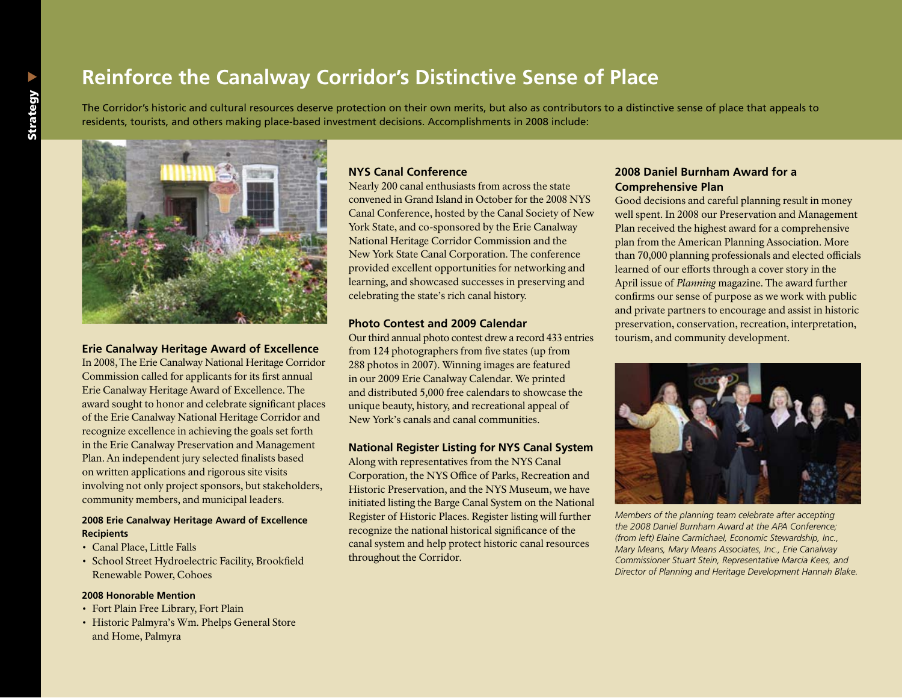# Reinforce the Canalway Corridor's Distinctive Sense of Place

The Corridor's historic and cultural resources deserve protection on their own merits, but also as contributors to a distinctive sense of place that appeals to residents, tourists, and others making place-based investment decisions. Accomplishments in 2008 include:

### Erie Canalway Heritage Award of Excellence

In 2008, The Erie Canalway National Heritage Corridor Commission called for applicants for its first annual Erie Canalway Heritage Award of Excellence. The award sought to honor and celebrate significant places of the Erie Canalway National Heritage Corridor and recognize excellence in achieving the goals set forth in the Erie Canalway Preservation and Management Plan. An independent jury selected finalists based on written applications and rigorous site visits involving not only project sponsors, but stakeholders, community members, and municipal leaders.

#### 2008 Erie Canalway Heritage Award of Excellence Recipients

- Canal Place, Little Falls
- School Street Hydroelectric Facility, Brookfield Renewable Power, Cohoes

#### 2008 Honorable Mention

- Fort Plain Free Library, Fort Plain
- Historic Palmyra's Wm. Phelps General Store and Home, Palmyra

### NYS Canal Conference

Nearly 200 canal enthusiasts from across the state convened in Grand Island in October for the 2008 NYS Canal Conference, hosted by the Canal Society of New York State, and co-sponsored by the Erie Canalway National Heritage Corridor Commission and the New York State Canal Corporation. The conference provided excellent opportunities for networking and learning, and showcased successes in preserving and celebrating the state's rich canal history.

### Photo Contest and 2009 Calendar

Our third annual photo contest drew a record 433 entries from 124 photographers from five states (up from 288 photos in 2007). Winning images are featured in our 2009 Erie Canalway Calendar. We printed and distributed 5,000 free calendars to showcase the unique beauty, history, and recreational appeal of New York's canals and canal communities.

### National Register Listing for NYS Canal System

Along with representatives from the NYS Canal Corporation, the NYS Office of Parks, Recreation and Historic Preservation, and the NYS Museum, we have initiated listing the Barge Canal System on the National Register of Historic Places. Register listing will further recognize the national historical significance of the canal system and help protect historic canal resources throughout the Corridor.

### 2008 Daniel Burnham Award for a Comprehensive Plan

Good decisions and careful planning result in money well spent. In 2008 our Preservation and Management Plan received the highest award for a comprehensive plan from the American Planning Association. More than 70,000 planning professionals and elected officials learned of our efforts through a cover story in the April issue of *Planning* magazine. The award further confirms our sense of purpose as we work with public and private partners to encourage and assist in historic preservation, conservation, recreation, interpretation, tourism, and community development.

*Members of the planning team celebrate after accepting the 2008 Daniel Burnham Award at the APA Conference; (from left) Elaine Carmichael, Economic Stewardship, Inc., Mary Means, Mary Means Associates, Inc., Erie Canalway Commissioner Stuart Stein, Representative Marcia Kees, and Director of Planning and Heritage Development Hannah Blake.*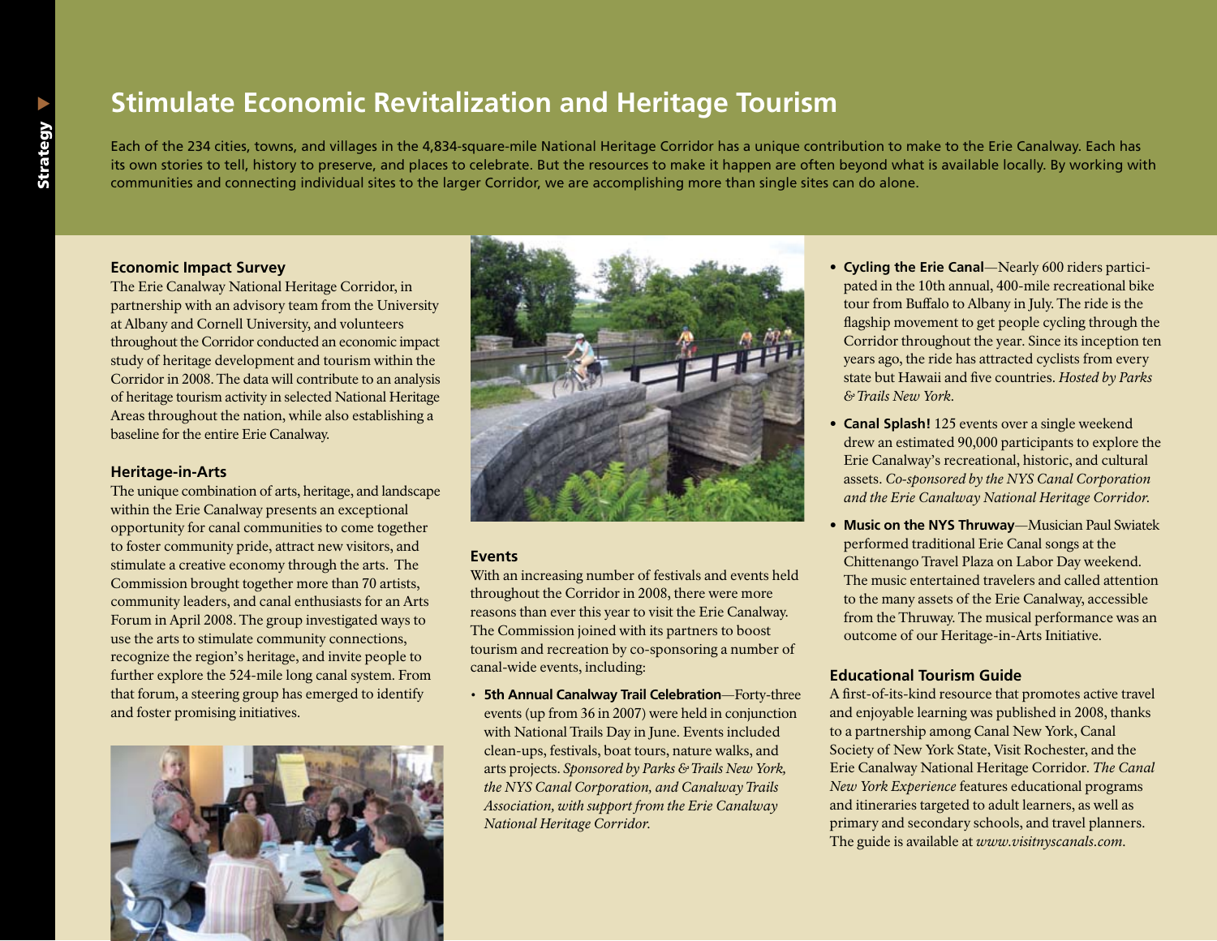## Stimulate Economic Revitalization and Heritage Tourism

Each of the 234 cities, towns, and villages in the 4,834-square-mile National Heritage Corridor has a unique contribution to make to the Erie Canalway. Each has its own stories to tell, history to preserve, and places to celebrate. But the resources to make it happen are often beyond what is available locally. By working with communities and connecting individual sites to the larger Corridor, we are accomplishing more than single sites can do alone.

### Economic Impact Survey

The Erie Canalway National Heritage Corridor, in partnership with an advisory team from the University at Albany and Cornell University, and volunteers throughout the Corridor conducted an economic impact study of heritage development and tourism within the Corridor in 2008. The data will contribute to an analysis of heritage tourism activity in selected National Heritage Areas throughout the nation, while also establishing a baseline for the entire Erie Canalway.

### Heritage-in-Arts

The unique combination of arts, heritage, and landscape within the Erie Canalway presents an exceptional opportunity for canal communities to come together to foster community pride, attract new visitors, and stimulate a creative economy through the arts. The Commission brought together more than 70 artists, community leaders, and canal enthusiasts for an Arts Forum in April 2008. The group investigated ways to use the arts to stimulate community connections, recognize the region's heritage, and invite people to further explore the 524-mile long canal system. From that forum, a steering group has emerged to identify and foster promising initiatives.

### Events

With an increasing number of festivals and events held throughout the Corridor in 2008, there were more reasons than ever this year to visit the Erie Canalway. The Commission joined with its partners to boost tourism and recreation by co-sponsoring a number of canal-wide events, including:

- **5th Annual Canalway Trail Celebration**—Forty-three events (up from 36 in 2007) were held in conjunction with National Trails Day in June. Events included clean-ups, festivals, boat tours, nature walks, and arts projects. *Sponsored by Parks & Trails New York, the NYS Canal Corporation, and Canalway Trails Association, with support from the Erie Canalway National Heritage Corridor.*
- **Cycling the Erie Canal**—Nearly 600 riders participated in the 10th annual, 400-mile recreational bike tour from Buffalo to Albany in July. The ride is the flagship movement to get people cycling through the Corridor throughout the year. Since its inception ten years ago, the ride has attracted cyclists from every state but Hawaii and five countries. *Hosted by Parks & Trails New York.*
- **Canal Splash!** 125 events over a single weekend drew an estimated 90,000 participants to explore the Erie Canalway's recreational, historic, and cultural assets. *Co-sponsored by the NYS Canal Corporation and the Erie Canalway National Heritage Corridor.*
- **Music on the NYS Thruway**—Musician Paul Swiatek performed traditional Erie Canal songs at the Chittenango Travel Plaza on Labor Day weekend. The music entertained travelers and called attention to the many assets of the Erie Canalway, accessible from the Thruway. The musical performance was an outcome of our Heritage-in-Arts Initiative.

### Educational Tourism Guide

A first-of-its-kind resource that promotes active travel and enjoyable learning was published in 2008, thanks to a partnership among Canal New York, Canal Society of New York State, Visit Rochester, and the Erie Canalway National Heritage Corridor. *The Canal New York Experience* features educational programs and itineraries targeted to adult learners, as well as primary and secondary schools, and travel planners. The guide is available at *www.visitnyscanals.com*.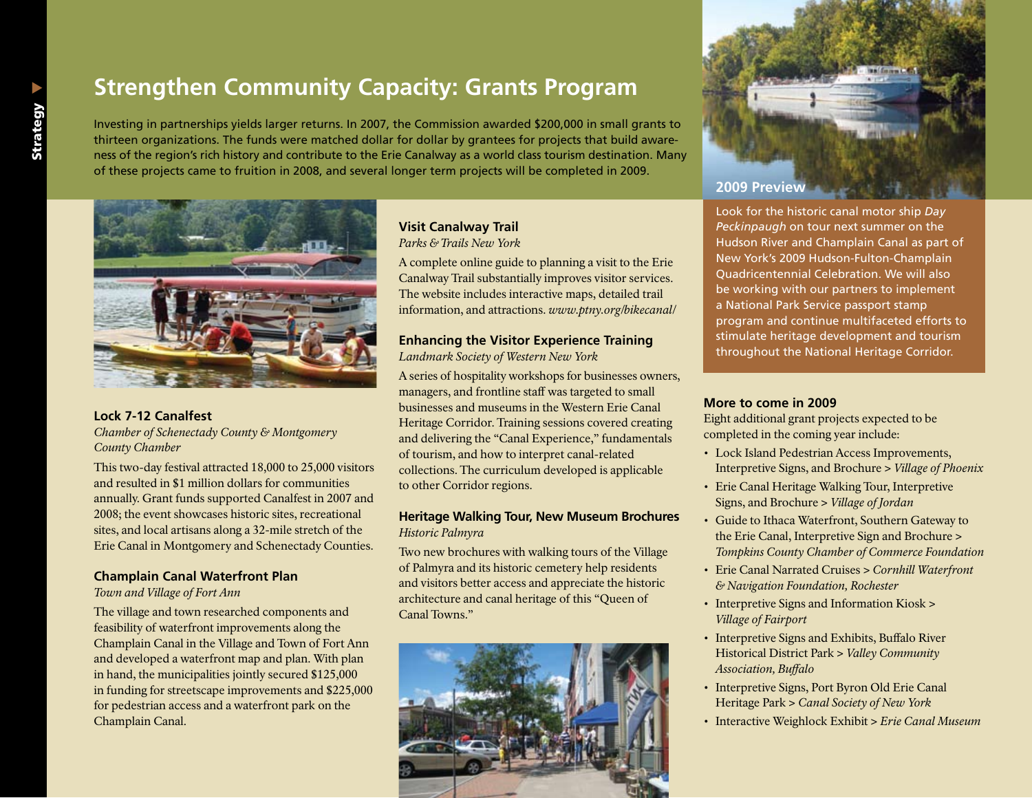# Strengthen Community Capacity: Grants Program

Investing in partnerships yields larger returns. In 2007, the Commission awarded $200,000 in small grants to thirteen organizations. The funds were matched dollar for dollar by grantees for projects that build awareness of the region's rich history and contribute to the Erie Canalway as a world class tourism destination. Many of these projects came to fruition in 2008, and several longer term projects will be completed in 2009.

### Lock 7-12 Canalfest

*Chamber of Schenectady County & Montgomery County Chamber*

This two-day festival attracted 18,000 to 25,000 visitors and resulted in $1 million dollars for communities annually. Grant funds supported Canalfest in 2007 and 2008; the event showcases historic sites, recreational sites, and local artisans along a 32-mile stretch of the Erie Canal in Montgomery and Schenectady Counties.

### Champlain Canal Waterfront Plan

*Town and Village of Fort Ann*

The village and town researched components and feasibility of waterfront improvements along the Champlain Canal in the Village and Town of Fort Ann and developed a waterfront map and plan. With plan in hand, the municipalities jointly secured $125,000 in funding for streetscape improvements and $225,000 for pedestrian access and a waterfront park on the Champlain Canal.

### Visit Canalway Trail

*Parks & Trails New York*

A complete online guide to planning a visit to the Erie Canalway Trail substantially improves visitor services. The website includes interactive maps, detailed trail information, and attractions. *www.ptny.org/bikecanal/*

### Enhancing the Visitor Experience Training

*Landmark Society of Western New York*

A series of hospitality workshops for businesses owners, managers, and frontline staff was targeted to small businesses and museums in the Western Erie Canal Heritage Corridor. Training sessions covered creating and delivering the "Canal Experience," fundamentals of tourism, and how to interpret canal-related collections. The curriculum developed is applicable to other Corridor regions.

### Heritage Walking Tour, New Museum Brochures

*Historic Palmyra*

Two new brochures with walking tours of the Village of Palmyra and its historic cemetery help residents and visitors better access and appreciate the historic architecture and canal heritage of this "Queen of Canal Towns."

### 2009 Preview

Look for the historic canal motor ship *Day Peckinpaugh* on tour next summer on the Hudson River and Champlain Canal as part of New York's 2009 Hudson-Fulton-Champlain Quadricentennial Celebration. We will also be working with our partners to implement a National Park Service passport stamp program and continue multifaceted efforts to stimulate heritage development and tourism throughout the National Heritage Corridor.

### More to come in 2009

Eight additional grant projects expected to be completed in the coming year include:

- Lock Island Pedestrian Access Improvements, Interpretive Signs, and Brochure > *Village of Phoenix*
- Erie Canal Heritage Walking Tour, Interpretive Signs, and Brochure > *Village of Jordan*
- Guide to Ithaca Waterfront, Southern Gateway to the Erie Canal, Interpretive Sign and Brochure > *Tompkins County Chamber of Commerce Foundation*
- Erie Canal Narrated Cruises > *Cornhill Waterfront & Navigation Foundation, Rochester*
- Interpretive Signs and Information Kiosk > *Village of Fairport*
- Interpretive Signs and Exhibits, Buffalo River Historical District Park > *Valley Community Association, Buffalo*
- Interpretive Signs, Port Byron Old Erie Canal Heritage Park > *Canal Society of New York*
- Interactive Weighlock Exhibit > *Erie Canal Museum*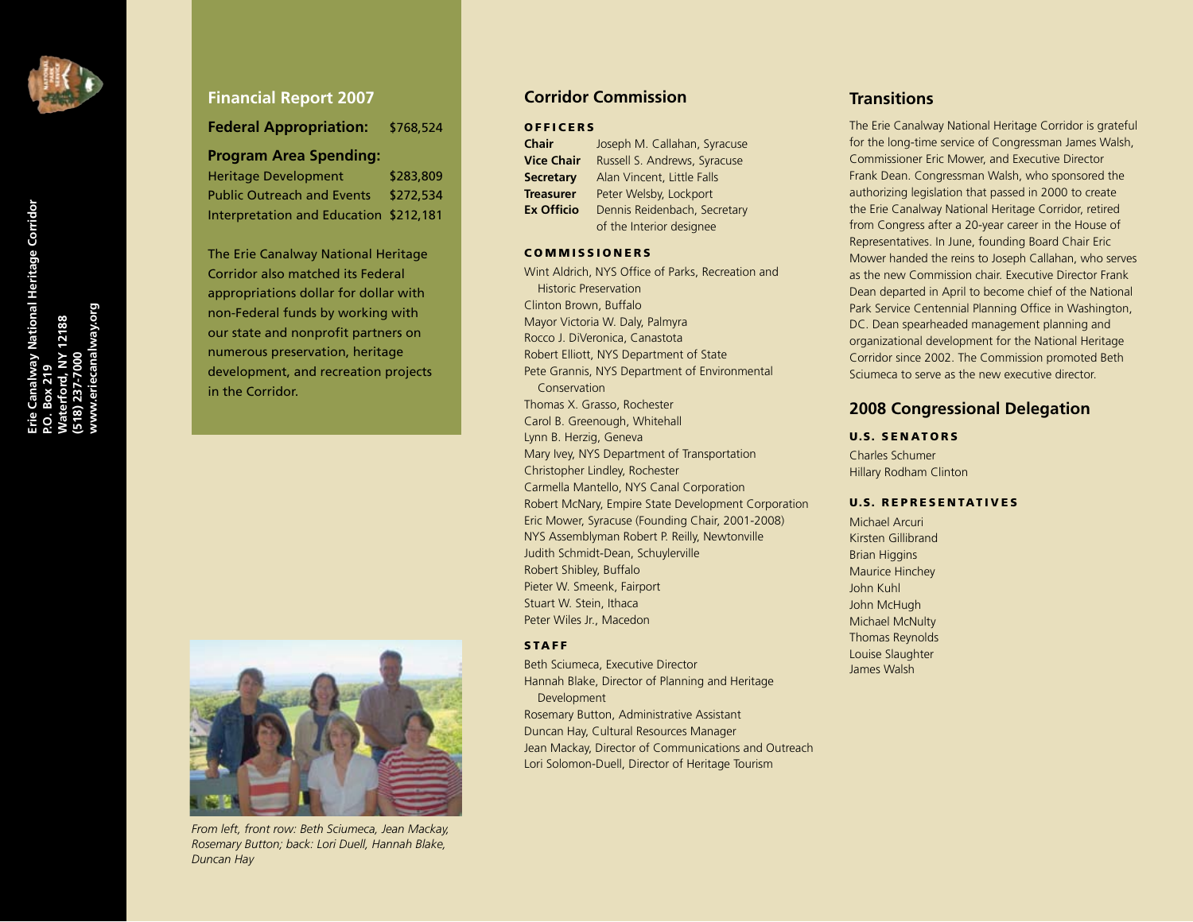Erie Canalway National Heritage Corridor
P.O. Box 219
Waterford, NY 12188
(518) 237-7000
www.eriecanalway.org

## Financial Report 2007

**Federal Appropriation:** $768,524

**Program Area Spending:**

| | |
|---|---|
| Heritage Development | $283,809 |
| Public Outreach and Events | $272,534 |
| Interpretation and Education | $212,181 |

The Erie Canalway National Heritage Corridor also matched its Federal appropriations dollar for dollar with non-Federal funds by working with our state and nonprofit partners on numerous preservation, heritage development, and recreation projects in the Corridor.

*From left, front row: Beth Sciumeca, Jean Mackay, Rosemary Button; back: Lori Duell, Hannah Blake, Duncan Hay*

## Corridor Commission

### OFFICERS

**Chair** Joseph M. Callahan, Syracuse
**Vice Chair** Russell S. Andrews, Syracuse
**Secretary** Alan Vincent, Little Falls
**Treasurer** Peter Welsby, Lockport
**Ex Officio** Dennis Reidenbach, Secretary of the Interior designee

### COMMISSIONERS

Wint Aldrich, NYS Office of Parks, Recreation and Historic Preservation
Clinton Brown, Buffalo
Mayor Victoria W. Daly, Palmyra
Rocco J. DiVeronica, Canastota
Robert Elliott, NYS Department of State
Pete Grannis, NYS Department of Environmental Conservation
Thomas X. Grasso, Rochester
Carol B. Greenough, Whitehall
Lynn B. Herzig, Geneva
Mary Ivey, NYS Department of Transportation
Christopher Lindley, Rochester
Carmella Mantello, NYS Canal Corporation
Robert McNary, Empire State Development Corporation
Eric Mower, Syracuse (Founding Chair, 2001-2008)
NYS Assemblyman Robert P. Reilly, Newtonville
Judith Schmidt-Dean, Schuylerville
Robert Shibley, Buffalo
Pieter W. Smeenk, Fairport
Stuart W. Stein, Ithaca
Peter Wiles Jr., Macedon

### STAFF

Beth Sciumeca, Executive Director
Hannah Blake, Director of Planning and Heritage Development
Rosemary Button, Administrative Assistant
Duncan Hay, Cultural Resources Manager
Jean Mackay, Director of Communications and Outreach
Lori Solomon-Duell, Director of Heritage Tourism

## Transitions

The Erie Canalway National Heritage Corridor is grateful for the long-time service of Congressman James Walsh, Commissioner Eric Mower, and Executive Director Frank Dean. Congressman Walsh, who sponsored the authorizing legislation that passed in 2000 to create the Erie Canalway National Heritage Corridor, retired from Congress after a 20-year career in the House of Representatives. In June, founding Board Chair Eric Mower handed the reins to Joseph Callahan, who serves as the new Commission chair. Executive Director Frank Dean departed in April to become chief of the National Park Service Centennial Planning Office in Washington, DC. Dean spearheaded management planning and organizational development for the National Heritage Corridor since 2002. The Commission promoted Beth Sciumeca to serve as the new executive director.

## 2008 Congressional Delegation

### U.S. SENATORS

Charles Schumer
Hillary Rodham Clinton

### U.S. REPRESENTATIVES

Michael Arcuri
Kirsten Gillibrand
Brian Higgins
Maurice Hinchey
John Kuhl
John McHugh
Michael McNulty
Thomas Reynolds
Louise Slaughter
James Walsh